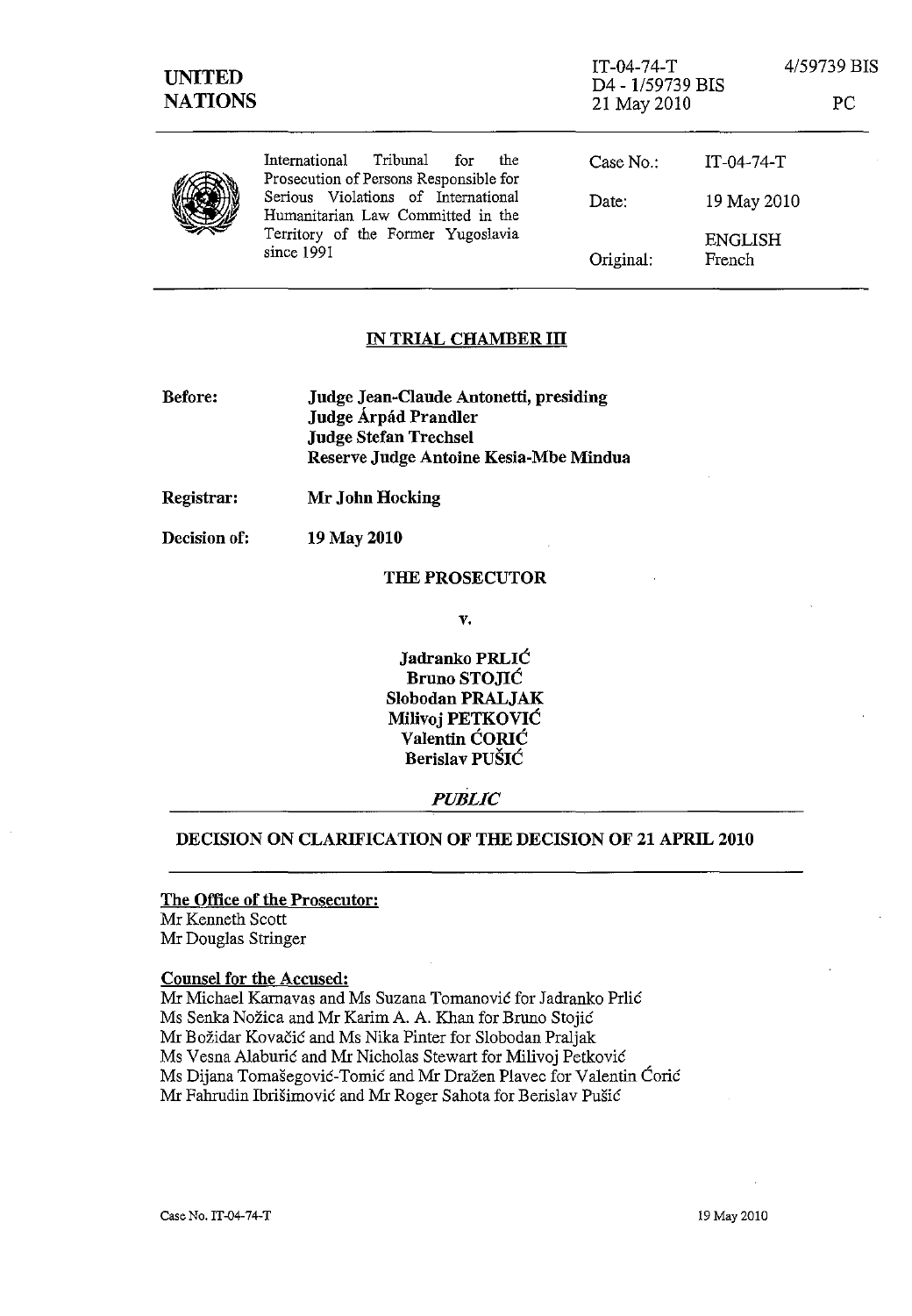UNITED NATIONS

IT-04-74-T 4/59739 BIS
D4 - 1/59739 BIS
21 May 2010 PC

International Tribunal for the Prosecution of Persons Responsible for Serious Violations of International Humanitarian Law Committed in the Territory of the Former Yugoslavia since 1991

| | |
|---|---|
| Case No.: | IT-04-74-T |
| Date: | 19 May 2010 |
| | ENGLISH |
| Original: | French |

## IN TRIAL CHAMBER III

**Before:** **Judge Jean-Claude Antonetti, presiding**
**Judge Árpád Prandler**
**Judge Stefan Trechsel**
**Reserve Judge Antoine Kesia-Mbe Mindua**

**Registrar:** **Mr John Hocking**

**Decision of:** **19 May 2010**

**THE PROSECUTOR**

**v.**

**Jadranko PRLIĆ**
**Bruno STOJIĆ**
**Slobodan PRALJAK**
**Milivoj PETKOVIĆ**
**Valentin ĆORIĆ**
**Berislav PUŠIĆ**

***PUBLIC***

## DECISION ON CLARIFICATION OF THE DECISION OF 21 APRIL 2010

**The Office of the Prosecutor:**
Mr Kenneth Scott
Mr Douglas Stringer

**Counsel for the Accused:**
Mr Michael Karnavas and Ms Suzana Tomanović for Jadranko Prlić
Ms Senka Nožica and Mr Karim A. A. Khan for Bruno Stojić
Mr Božidar Kovačić and Ms Nika Pinter for Slobodan Praljak
Ms Vesna Alaburić and Mr Nicholas Stewart for Milivoj Petković
Ms Dijana Tomašegović-Tomić and Mr Dražen Plavec for Valentin Ćorić
Mr Fahrudin Ibrišimović and Mr Roger Sahota for Berislav Pušić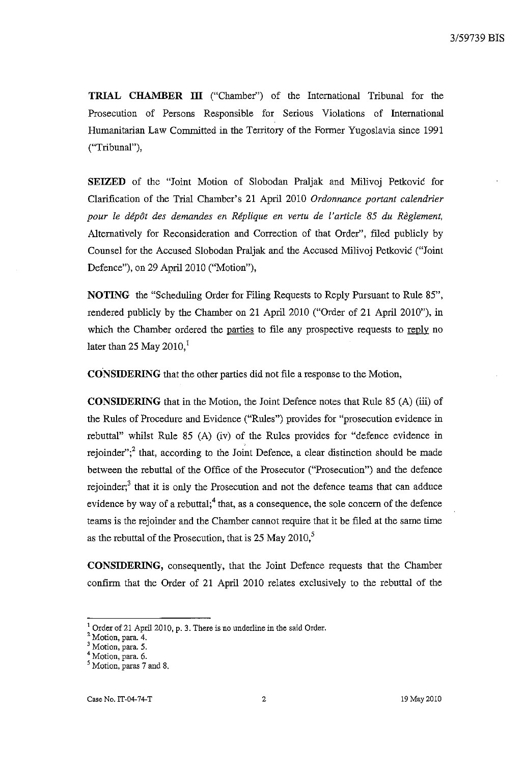**TRIAL CHAMBER III** ("Chamber") of the International Tribunal for the Prosecution of Persons Responsible for Serious Violations of International Humanitarian Law Committed in the Territory of the Former Yugoslavia since 1991 ("Tribunal"),

**SEIZED** of the "Joint Motion of Slobodan Praljak and Milivoj Petković for Clarification of the Trial Chamber's 21 April 2010 *Ordonnance portant calendrier pour le dépôt des demandes en Réplique en vertu de l'article 85 du Règlement,* Alternatively for Reconsideration and Correction of that Order", filed publicly by Counsel for the Accused Slobodan Praljak and the Accused Milivoj Petković ("Joint Defence"), on 29 April 2010 ("Motion"),

**NOTING** the "Scheduling Order for Filing Requests to Reply Pursuant to Rule 85", rendered publicly by the Chamber on 21 April 2010 ("Order of 21 April 2010"), in which the Chamber ordered the parties to file any prospective requests to reply no later than 25 May 2010,[1]

**CONSIDERING** that the other parties did not file a response to the Motion,

**CONSIDERING** that in the Motion, the Joint Defence notes that Rule 85 (A) (iii) of the Rules of Procedure and Evidence ("Rules") provides for "prosecution evidence in rebuttal" whilst Rule 85 (A) (iv) of the Rules provides for "defence evidence in rejoinder";[2] that, according to the Joint Defence, a clear distinction should be made between the rebuttal of the Office of the Prosecutor ("Prosecution") and the defence rejoinder;[3] that it is only the Prosecution and not the defence teams that can adduce evidence by way of a rebuttal;[4] that, as a consequence, the sole concern of the defence teams is the rejoinder and the Chamber cannot require that it be filed at the same time as the rebuttal of the Prosecution, that is 25 May 2010,[5]

**CONSIDERING,** consequently, that the Joint Defence requests that the Chamber confirm that the Order of 21 April 2010 relates exclusively to the rebuttal of the

---

[1] Order of 21 April 2010, p. 3. There is no underline in the said Order.

[2] Motion, para. 4.

[3] Motion, para. 5.

[4] Motion, para. 6.

[5] Motion, paras 7 and 8.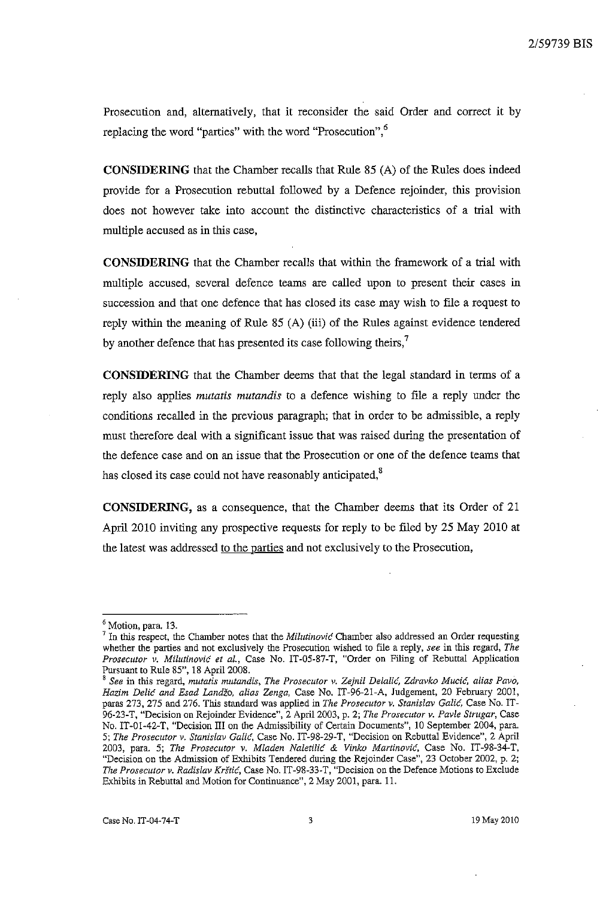Prosecution and, alternatively, that it reconsider the said Order and correct it by replacing the word "parties" with the word "Prosecution",[6]

**CONSIDERING** that the Chamber recalls that Rule 85 (A) of the Rules does indeed provide for a Prosecution rebuttal followed by a Defence rejoinder, this provision does not however take into account the distinctive characteristics of a trial with multiple accused as in this case,

**CONSIDERING** that the Chamber recalls that within the framework of a trial with multiple accused, several defence teams are called upon to present their cases in succession and that one defence that has closed its case may wish to file a request to reply within the meaning of Rule 85 (A) (iii) of the Rules against evidence tendered by another defence that has presented its case following theirs,[7]

**CONSIDERING** that the Chamber deems that that the legal standard in terms of a reply also applies *mutatis mutandis* to a defence wishing to file a reply under the conditions recalled in the previous paragraph; that in order to be admissible, a reply must therefore deal with a significant issue that was raised during the presentation of the defence case and on an issue that the Prosecution or one of the defence teams that has closed its case could not have reasonably anticipated,[8]

**CONSIDERING,** as a consequence, that the Chamber deems that its Order of 21 April 2010 inviting any prospective requests for reply to be filed by 25 May 2010 at the latest was addressed <u>to the parties</u> and not exclusively to the Prosecution,

---

[6] Motion, para. 13.

[7] In this respect, the Chamber notes that the *Milutinović* Chamber also addressed an Order requesting whether the parties and not exclusively the Prosecution wished to file a reply, *see* in this regard, *The Prosecutor v. Milutinović et al.*, Case No. IT-05-87-T, "Order on Filing of Rebuttal Application Pursuant to Rule 85", 18 April 2008.

[8] *See* in this regard, *mutatis mutandis*, *The Prosecutor v. Zejnil Delalić, Zdravko Mucić, alias Pavo, Hazim Delić and Esad Landžo, alias Zenga*, Case No. IT-96-21-A, Judgement, 20 February 2001, paras 273, 275 and 276. This standard was applied in *The Prosecutor v. Stanislav Galić*, Case No. IT-96-23-T, "Decision on Rejoinder Evidence", 2 April 2003, p. 2; *The Prosecutor v. Pavle Strugar*, Case No. IT-01-42-T, "Decision III on the Admissibility of Certain Documents", 10 September 2004, para. 5; *The Prosecutor v. Stanislav Galić*, Case No. IT-98-29-T, "Decision on Rebuttal Evidence", 2 April 2003, para. 5; *The Prosecutor v. Mladen Naletilić & Vinko Martinović*, Case No. IT-98-34-T, "Decision on the Admission of Exhibits Tendered during the Rejoinder Case", 23 October 2002, p. 2; *The Prosecutor v. Radislav Krštić*, Case No. IT-98-33-T, "Decision on the Defence Motions to Exclude Exhibits in Rebuttal and Motion for Continuance", 2 May 2001, para. 11.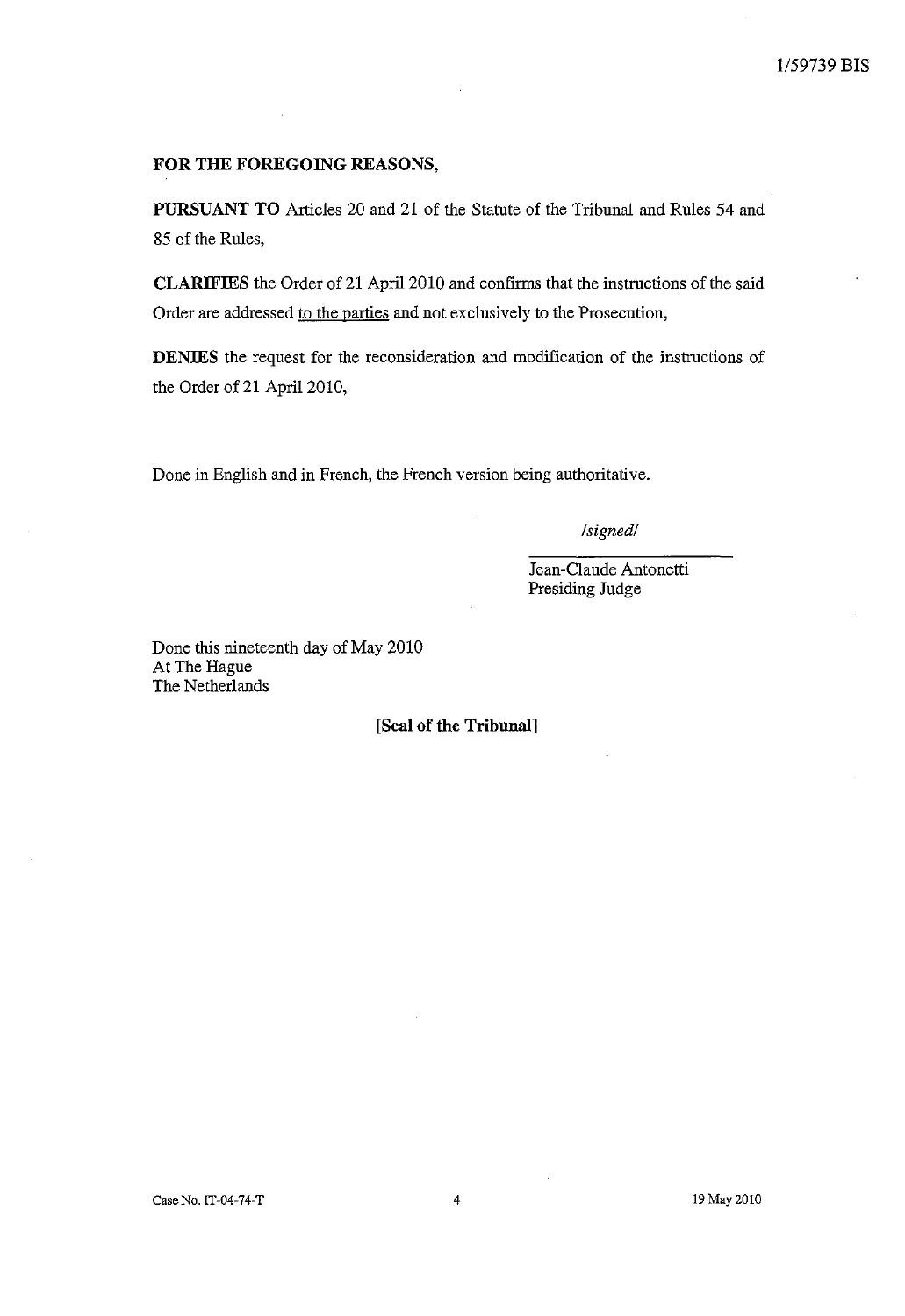**FOR THE FOREGOING REASONS,**

**PURSUANT TO** Articles 20 and 21 of the Statute of the Tribunal and Rules 54 and 85 of the Rules,

**CLARIFIES** the Order of 21 April 2010 and confirms that the instructions of the said Order are addressed to the parties and not exclusively to the Prosecution,

**DENIES** the request for the reconsideration and modification of the instructions of the Order of 21 April 2010,

Done in English and in French, the French version being authoritative.

*/signed/*

Jean-Claude Antonetti
Presiding Judge

Done this nineteenth day of May 2010
At The Hague
The Netherlands

**[Seal of the Tribunal]**